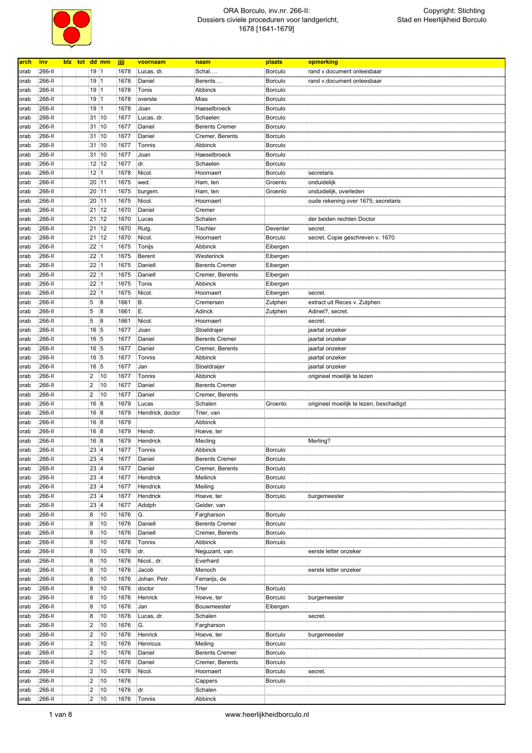# ORA Borculo, inv.nr. 266-II: Dossiers civiele proceduren voor landgericht, 1678 [1641-1679]

Copyright: Stichting Stad en Heerlijkheid Borculo

| arch | inv | blz | tot | dd | mm | jjjj | voornaam | naam | plaats | opmerking |
|---|---|---|---|---|---|---|---|---|---|---|
| orab | 266-II | | | 19 | 1 | 1678 | Lucas, dr. | Schal…. | Borculo | rand v.document onleesbaar |
| orab | 266-II | | | 19 | 1 | 1678 | Daniel | Berents…. | Borculo | rand v.document onleesbaar |
| orab | 266-II | | | 19 | 1 | 1678 | Tonis | Abbinck | Borculo | |
| orab | 266-II | | | 19 | 1 | 1678 | overste | Mias | Borculo | |
| orab | 266-II | | | 19 | 1 | 1678 | Joan | Haeselbroeck | Borculo | |
| orab | 266-II | | | 31 | 10 | 1677 | Lucas, dr. | Schaelen | Borculo | |
| orab | 266-II | | | 31 | 10 | 1677 | Daniel | Berents Cremer | Borculo | |
| orab | 266-II | | | 31 | 10 | 1677 | Daniel | Cremer, Berents | Borculo | |
| orab | 266-II | | | 31 | 10 | 1677 | Tonnis | Abbinck | Borculo | |
| orab | 266-II | | | 31 | 10 | 1677 | Joan | Haeselbroeck | Borculo | |
| orab | 266-II | | | 12 | 12 | 1677 | dr. | Schaelen | Borculo | |
| orab | 266-II | | | 12 | 1 | 1678 | Nicol. | Hoornaert | Borculo | secretaris |
| orab | 266-II | | | 20 | 11 | 1675 | wed. | Ham, ten | Groenlo | onduidelijk |
| orab | 266-II | | | 20 | 11 | 1675 | burgem. | Ham, ten | Groenlo | onduidelijk, overleden |
| orab | 266-II | | | 20 | 11 | 1675 | Nicol. | Hoornaert | | oude rekening over 1675; secretaris |
| orab | 266-II | | | 21 | 12 | 1670 | Daniel | Cremer | | |
| orab | 266-II | | | 21 | 12 | 1670 | Lucas | Schalen | | der beiden rechten Doctor |
| orab | 266-II | | | 21 | 12 | 1670 | Rutg. | Tischler | Deventer | secret. |
| orab | 266-II | | | 21 | 12 | 1670 | Nicol. | Hoornaert | Borculo | secret. Copie geschreven v. 1670 |
| orab | 266-II | | | 22 | 1 | 1675 | Tonijs | Abbinck | Eibergen | |
| orab | 266-II | | | 22 | 1 | 1675 | Berent | Westerinck | Eibergen | |
| orab | 266-II | | | 22 | 1 | 1675 | Daniell | Berents Cremer | Eibergen | |
| orab | 266-II | | | 22 | 1 | 1675 | Daniell | Cremer, Berents | Eibergen | |
| orab | 266-II | | | 22 | 1 | 1675 | Tonis | Abbinck | Eibergen | |
| orab | 266-II | | | 22 | 1 | 1675 | Nicol. | Hoornaert | Eibergen | secret. |
| orab | 266-II | | | 5 | 8 | 1661 | B. | Cremersen | Zutphen | extract uit Reces v. Zutphen |
| orab | 266-II | | | 5 | 8 | 1661 | E. | Adinck | Zutphen | Adinet?, secret. |
| orab | 266-II | | | 5 | 8 | 1661 | Nicol. | Hoornaert | | secret. |
| orab | 266-II | | | 16 | 5 | 1677 | Joan | Stoeldrajer | | jaartal onzeker |
| orab | 266-II | | | 16 | 5 | 1677 | Daniel | Berents Cremer | | jaartal onzeker |
| orab | 266-II | | | 16 | 5 | 1677 | Daniel | Cremer, Berents | | jaartal onzeker |
| orab | 266-II | | | 16 | 5 | 1677 | Tonnis | Abbinck | | jaartal onzeker |
| orab | 266-II | | | 16 | 5 | 1677 | Jan | Stoeldraijer | | jaartal onzeker |
| orab | 266-II | | | 2 | 10 | 1677 | Tonnis | Abbinck | | origineel moeilijk te lezen |
| orab | 266-II | | | 2 | 10 | 1677 | Daniel | Berents Cremer | | |
| orab | 266-II | | | 2 | 10 | 1677 | Daniel | Cremer, Berents | | |
| orab | 266-II | | | 16 | 8 | 1679 | Lucas | Schalen | Groenlo | origineel moeilijk te lezen, beschadigd |
| orab | 266-II | | | 16 | 8 | 1679 | Hendrick, doctor | Trier, van | | |
| orab | 266-II | | | 16 | 8 | 1679 | | Abbinck | | |
| orab | 266-II | | | 16 | 8 | 1679 | Hendr. | Hoeve, ter | | |
| orab | 266-II | | | 16 | 8 | 1679 | Hendrick | Mecling | | Merling? |
| orab | 266-II | | | 23 | 4 | 1677 | Tonnis | Abbinck | Borculo | |
| orab | 266-II | | | 23 | 4 | 1677 | Daniel | Berents Cremer | Borculo | |
| orab | 266-II | | | 23 | 4 | 1677 | Daniel | Cremer, Berents | Borculo | |
| orab | 266-II | | | 23 | 4 | 1677 | Hendrick | Meilinck | Borculo | |
| orab | 266-II | | | 23 | 4 | 1677 | Hendrick | Meiling | Borculo | |
| orab | 266-II | | | 23 | 4 | 1677 | Hendrick | Hoeve, ter | Borculo | burgemeester |
| orab | 266-II | | | 23 | 4 | 1677 | Adolph | Gelder, van | | |
| orab | 266-II | | | 8 | 10 | 1676 | G. | Fargharson | Borculo | |
| orab | 266-II | | | 8 | 10 | 1676 | Daniell | Berents Cremer | Borculo | |
| orab | 266-II | | | 8 | 10 | 1676 | Daniell | Cremer, Berents | Borculo | |
| orab | 266-II | | | 8 | 10 | 1676 | Tonnis | Abbinck | Borculo | |
| orab | 266-II | | | 8 | 10 | 1676 | dr. | Neguzant, van | | eerste letter onzeker |
| orab | 266-II | | | 8 | 10 | 1676 | Nicol., dr. | Everhard | | |
| orab | 266-II | | | 8 | 10 | 1676 | Jacob | Menoch | | eerste letter onzeker |
| orab | 266-II | | | 8 | 10 | 1676 | Johan. Petr. | Ferrarijs, de | | |
| orab | 266-II | | | 8 | 10 | 1676 | doctor | Trier | Borculo | |
| orab | 266-II | | | 8 | 10 | 1676 | Henrick | Hoeve, ter | Borculo | burgemeester |
| orab | 266-II | | | 8 | 10 | 1676 | Jan | Bouwmeester | Eibergen | |
| orab | 266-II | | | 8 | 10 | 1676 | Lucas, dr. | Schalen | | secret. |
| orab | 266-II | | | 2 | 10 | 1676 | G. | Fargharson | | |
| orab | 266-II | | | 2 | 10 | 1676 | Henrick | Hoeve, ter | Borculo | burgemeester |
| orab | 266-II | | | 2 | 10 | 1676 | Henricus | Meiling | Borculo | |
| orab | 266-II | | | 2 | 10 | 1676 | Daniel | Berents Cremer | Borculo | |
| orab | 266-II | | | 2 | 10 | 1676 | Daniel | Cremer, Berents | Borculo | |
| orab | 266-II | | | 2 | 10 | 1676 | Nicol. | Hoornaert | Borculo | secret. |
| orab | 266-II | | | 2 | 10 | 1676 | | Cappers | Borculo | |
| orab | 266-II | | | 2 | 10 | 1676 | dr. | Schalen | | |
| orab | 266-II | | | 2 | 10 | 1676 | Tonnis | Abbinck | | |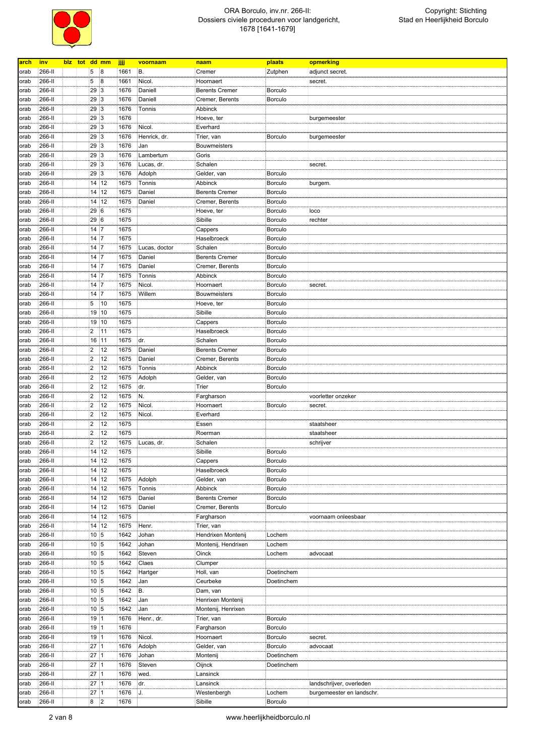ORA Borculo, inv.nr. 266-II:
Dossiers civiele proceduren voor landgericht,
1678 [1641-1679]

Copyright: Stichting
Stad en Heerlijkheid Borculo

| arch | inv | blz | tot | dd | mm | jjjj | voornaam | naam | plaats | opmerking |
|---|---|---|---|---|---|---|---|---|---|---|
| orab | 266-II | | | 5 | 8 | 1661 | B. | Cremer | Zutphen | adjunct secret. |
| orab | 266-II | | | 5 | 8 | 1661 | Nicol. | Hoornaert | | secret. |
| orab | 266-II | | | 29 | 3 | 1676 | Daniell | Berents Cremer | Borculo | |
| orab | 266-II | | | 29 | 3 | 1676 | Daniell | Cremer, Berents | Borculo | |
| orab | 266-II | | | 29 | 3 | 1676 | Tonnis | Abbinck | | |
| orab | 266-II | | | 29 | 3 | 1676 | | Hoeve, ter | | burgemeester |
| orab | 266-II | | | 29 | 3 | 1676 | Nicol. | Everhard | | |
| orab | 266-II | | | 29 | 3 | 1676 | Henrick, dr. | Trier, van | Borculo | burgemeester |
| orab | 266-II | | | 29 | 3 | 1676 | Jan | Bouwmeisters | | |
| orab | 266-II | | | 29 | 3 | 1676 | Lambertum | Goris | | |
| orab | 266-II | | | 29 | 3 | 1676 | Lucas, dr. | Schalen | | secret. |
| orab | 266-II | | | 29 | 3 | 1676 | Adolph | Gelder, van | Borculo | |
| orab | 266-II | | | 14 | 12 | 1675 | Tonnis | Abbinck | Borculo | burgem. |
| orab | 266-II | | | 14 | 12 | 1675 | Daniel | Berents Cremer | Borculo | |
| orab | 266-II | | | 14 | 12 | 1675 | Daniel | Cremer, Berents | Borculo | |
| orab | 266-II | | | 29 | 6 | 1675 | | Hoeve, ter | Borculo | loco |
| orab | 266-II | | | 29 | 6 | 1675 | | Sibille | Borculo | rechter |
| orab | 266-II | | | 14 | 7 | 1675 | | Cappers | Borculo | |
| orab | 266-II | | | 14 | 7 | 1675 | | Haselbroeck | Borculo | |
| orab | 266-II | | | 14 | 7 | 1675 | Lucas, doctor | Schalen | Borculo | |
| orab | 266-II | | | 14 | 7 | 1675 | Daniel | Berents Cremer | Borculo | |
| orab | 266-II | | | 14 | 7 | 1675 | Daniel | Cremer, Berents | Borculo | |
| orab | 266-II | | | 14 | 7 | 1675 | Tonnis | Abbinck | Borculo | |
| orab | 266-II | | | 14 | 7 | 1675 | Nicol. | Hoornaert | Borculo | secret. |
| orab | 266-II | | | 14 | 7 | 1675 | Willem | Bouwmeisters | Borculo | |
| orab | 266-II | | | 5 | 10 | 1675 | | Hoeve, ter | Borculo | |
| orab | 266-II | | | 19 | 10 | 1675 | | Sibille | Borculo | |
| orab | 266-II | | | 19 | 10 | 1675 | | Cappers | Borculo | |
| orab | 266-II | | | 2 | 11 | 1675 | | Haselbroeck | Borculo | |
| orab | 266-II | | | 16 | 11 | 1675 | dr. | Schalen | Borculo | |
| orab | 266-II | | | 2 | 12 | 1675 | Daniel | Berents Cremer | Borculo | |
| orab | 266-II | | | 2 | 12 | 1675 | Daniel | Cremer, Berents | Borculo | |
| orab | 266-II | | | 2 | 12 | 1675 | Tonnis | Abbinck | Borculo | |
| orab | 266-II | | | 2 | 12 | 1675 | Adolph | Gelder, van | Borculo | |
| orab | 266-II | | | 2 | 12 | 1675 | dr. | Trier | Borculo | |
| orab | 266-II | | | 2 | 12 | 1675 | N. | Fargharson | | voorletter onzeker |
| orab | 266-II | | | 2 | 12 | 1675 | Nicol. | Hoornaert | Borculo | secret. |
| orab | 266-II | | | 2 | 12 | 1675 | Nicol. | Everhard | | |
| orab | 266-II | | | 2 | 12 | 1675 | | Essen | | staatsheer |
| orab | 266-II | | | 2 | 12 | 1675 | | Roerman | | staatsheer |
| orab | 266-II | | | 2 | 12 | 1675 | Lucas, dr. | Schalen | | schrijver |
| orab | 266-II | | | 14 | 12 | 1675 | | Sibille | Borculo | |
| orab | 266-II | | | 14 | 12 | 1675 | | Cappers | Borculo | |
| orab | 266-II | | | 14 | 12 | 1675 | | Haselbroeck | Borculo | |
| orab | 266-II | | | 14 | 12 | 1675 | Adolph | Gelder, van | Borculo | |
| orab | 266-II | | | 14 | 12 | 1675 | Tonnis | Abbinck | Borculo | |
| orab | 266-II | | | 14 | 12 | 1675 | Daniel | Berents Cremer | Borculo | |
| orab | 266-II | | | 14 | 12 | 1675 | Daniel | Cremer, Berents | Borculo | |
| orab | 266-II | | | 14 | 12 | 1675 | | Fargharson | | voornaam onleesbaar |
| orab | 266-II | | | 14 | 12 | 1675 | Henr. | Trier, van | | |
| orab | 266-II | | | 10 | 5 | 1642 | Johan | Hendrixen Montenij | Lochem | |
| orab | 266-II | | | 10 | 5 | 1642 | Johan | Montenij, Hendrixen | Lochem | |
| orab | 266-II | | | 10 | 5 | 1642 | Steven | Oinck | Lochem | advocaat |
| orab | 266-II | | | 10 | 5 | 1642 | Claes | Clumper | | |
| orab | 266-II | | | 10 | 5 | 1642 | Hartger | Holl, van | Doetinchem | |
| orab | 266-II | | | 10 | 5 | 1642 | Jan | Ceurbeke | Doetinchem | |
| orab | 266-II | | | 10 | 5 | 1642 | B. | Dam, van | | |
| orab | 266-II | | | 10 | 5 | 1642 | Jan | Henrixen Montenij | | |
| orab | 266-II | | | 10 | 5 | 1642 | Jan | Montenij, Henrixen | | |
| orab | 266-II | | | 19 | 1 | 1676 | Henr., dr. | Trier, van | Borculo | |
| orab | 266-II | | | 19 | 1 | 1676 | | Fargharson | Borculo | |
| orab | 266-II | | | 19 | 1 | 1676 | Nicol. | Hoornaert | Borculo | secret. |
| orab | 266-II | | | 27 | 1 | 1676 | Adolph | Gelder, van | Borculo | advocaat |
| orab | 266-II | | | 27 | 1 | 1676 | Johan | Montenij | Doetinchem | |
| orab | 266-II | | | 27 | 1 | 1676 | Steven | Oijnck | Doetinchem | |
| orab | 266-II | | | 27 | 1 | 1676 | wed. | Lansinck | | |
| orab | 266-II | | | 27 | 1 | 1676 | dr. | Lansinck | | landschrijver, overleden |
| orab | 266-II | | | 27 | 1 | 1676 | J. | Westenbergh | Lochem | burgemeester en landschr. |
| orab | 266-II | | | 8 | 2 | 1676 | | Sibille | Borculo | |

www.heerlijkheidborculo.nl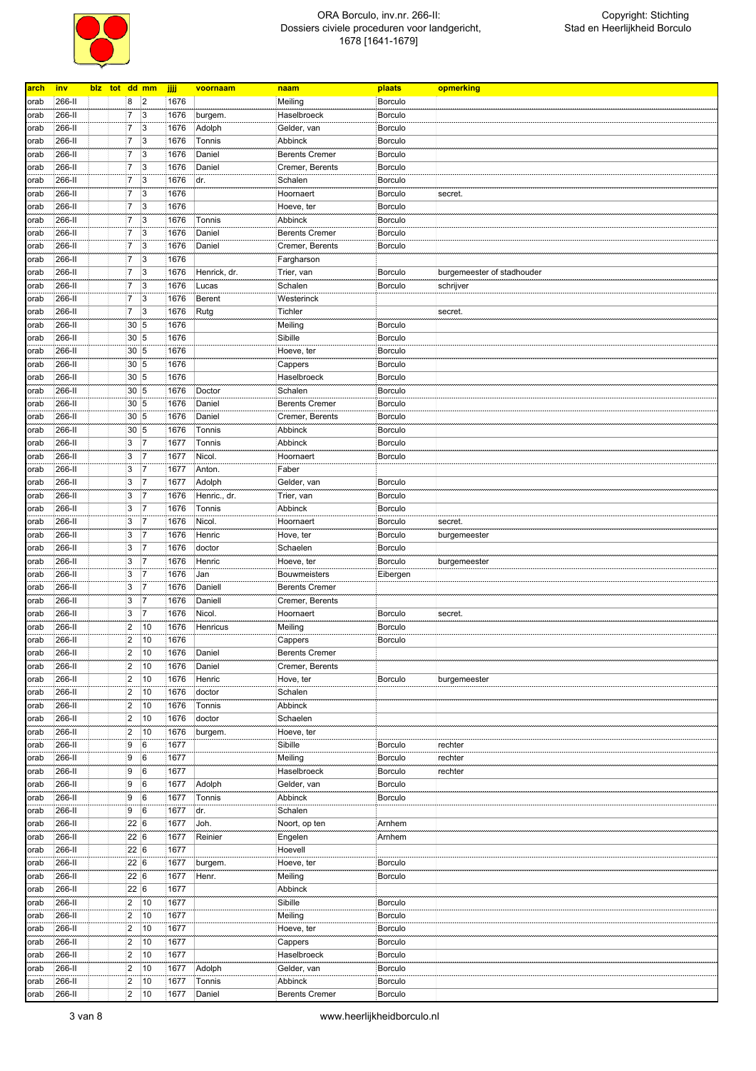| arch | inv | blz | tot | dd | mm | jjjj | voornaam | naam | plaats | opmerking |
|---|---|---|---|---|---|---|---|---|---|---|
| orab | 266-II | | | 8 | 2 | 1676 | | Meiling | Borculo | |
| orab | 266-II | | | 7 | 3 | 1676 | burgem. | Haselbroeck | Borculo | |
| orab | 266-II | | | 7 | 3 | 1676 | Adolph | Gelder, van | Borculo | |
| orab | 266-II | | | 7 | 3 | 1676 | Tonnis | Abbinck | Borculo | |
| orab | 266-II | | | 7 | 3 | 1676 | Daniel | Berents Cremer | Borculo | |
| orab | 266-II | | | 7 | 3 | 1676 | Daniel | Cremer, Berents | Borculo | |
| orab | 266-II | | | 7 | 3 | 1676 | dr. | Schalen | Borculo | |
| orab | 266-II | | | 7 | 3 | 1676 | | Hoornaert | Borculo | secret. |
| orab | 266-II | | | 7 | 3 | 1676 | | Hoeve, ter | Borculo | |
| orab | 266-II | | | 7 | 3 | 1676 | Tonnis | Abbinck | Borculo | |
| orab | 266-II | | | 7 | 3 | 1676 | Daniel | Berents Cremer | Borculo | |
| orab | 266-II | | | 7 | 3 | 1676 | Daniel | Cremer, Berents | Borculo | |
| orab | 266-II | | | 7 | 3 | 1676 | | Fargharson | | |
| orab | 266-II | | | 7 | 3 | 1676 | Henrick, dr. | Trier, van | Borculo | burgemeester of stadhouder |
| orab | 266-II | | | 7 | 3 | 1676 | Lucas | Schalen | Borculo | schrijver |
| orab | 266-II | | | 7 | 3 | 1676 | Berent | Westerinck | | |
| orab | 266-II | | | 7 | 3 | 1676 | Rutg | Tichler | | secret. |
| orab | 266-II | | | 30 | 5 | 1676 | | Meiling | Borculo | |
| orab | 266-II | | | 30 | 5 | 1676 | | Sibille | Borculo | |
| orab | 266-II | | | 30 | 5 | 1676 | | Hoeve, ter | Borculo | |
| orab | 266-II | | | 30 | 5 | 1676 | | Cappers | Borculo | |
| orab | 266-II | | | 30 | 5 | 1676 | | Haselbroeck | Borculo | |
| orab | 266-II | | | 30 | 5 | 1676 | Doctor | Schalen | Borculo | |
| orab | 266-II | | | 30 | 5 | 1676 | Daniel | Berents Cremer | Borculo | |
| orab | 266-II | | | 30 | 5 | 1676 | Daniel | Cremer, Berents | Borculo | |
| orab | 266-II | | | 30 | 5 | 1676 | Tonnis | Abbinck | Borculo | |
| orab | 266-II | | | 3 | 7 | 1677 | Tonnis | Abbinck | Borculo | |
| orab | 266-II | | | 3 | 7 | 1677 | Nicol. | Hoornaert | Borculo | |
| orab | 266-II | | | 3 | 7 | 1677 | Anton. | Faber | | |
| orab | 266-II | | | 3 | 7 | 1677 | Adolph | Gelder, van | Borculo | |
| orab | 266-II | | | 3 | 7 | 1676 | Henric., dr. | Trier, van | Borculo | |
| orab | 266-II | | | 3 | 7 | 1676 | Tonnis | Abbinck | Borculo | |
| orab | 266-II | | | 3 | 7 | 1676 | Nicol. | Hoornaert | Borculo | secret. |
| orab | 266-II | | | 3 | 7 | 1676 | Henric | Hove, ter | Borculo | burgemeester |
| orab | 266-II | | | 3 | 7 | 1676 | doctor | Schaelen | Borculo | |
| orab | 266-II | | | 3 | 7 | 1676 | Henric | Hoeve, ter | Borculo | burgemeester |
| orab | 266-II | | | 3 | 7 | 1676 | Jan | Bouwmeisters | Eibergen | |
| orab | 266-II | | | 3 | 7 | 1676 | Daniell | Berents Cremer | | |
| orab | 266-II | | | 3 | 7 | 1676 | Daniell | Cremer, Berents | | |
| orab | 266-II | | | 3 | 7 | 1676 | Nicol. | Hoornaert | Borculo | secret. |
| orab | 266-II | | | 2 | 10 | 1676 | Henricus | Meiling | Borculo | |
| orab | 266-II | | | 2 | 10 | 1676 | | Cappers | Borculo | |
| orab | 266-II | | | 2 | 10 | 1676 | Daniel | Berents Cremer | | |
| orab | 266-II | | | 2 | 10 | 1676 | Daniel | Cremer, Berents | | |
| orab | 266-II | | | 2 | 10 | 1676 | Henric | Hove, ter | Borculo | burgemeester |
| orab | 266-II | | | 2 | 10 | 1676 | doctor | Schalen | | |
| orab | 266-II | | | 2 | 10 | 1676 | Tonnis | Abbinck | | |
| orab | 266-II | | | 2 | 10 | 1676 | doctor | Schaelen | | |
| orab | 266-II | | | 2 | 10 | 1676 | burgem. | Hoeve, ter | | |
| orab | 266-II | | | 9 | 6 | 1677 | | Sibille | Borculo | rechter |
| orab | 266-II | | | 9 | 6 | 1677 | | Meiling | Borculo | rechter |
| orab | 266-II | | | 9 | 6 | 1677 | | Haselbroeck | Borculo | rechter |
| orab | 266-II | | | 9 | 6 | 1677 | Adolph | Gelder, van | Borculo | |
| orab | 266-II | | | 9 | 6 | 1677 | Tonnis | Abbinck | Borculo | |
| orab | 266-II | | | 9 | 6 | 1677 | dr. | Schalen | | |
| orab | 266-II | | | 22 | 6 | 1677 | Joh. | Noort, op ten | Arnhem | |
| orab | 266-II | | | 22 | 6 | 1677 | Reinier | Engelen | Arnhem | |
| orab | 266-II | | | 22 | 6 | 1677 | | Hoevell | | |
| orab | 266-II | | | 22 | 6 | 1677 | burgem. | Hoeve, ter | Borculo | |
| orab | 266-II | | | 22 | 6 | 1677 | Henr. | Meiling | Borculo | |
| orab | 266-II | | | 22 | 6 | 1677 | | Abbinck | | |
| orab | 266-II | | | 2 | 10 | 1677 | | Sibille | Borculo | |
| orab | 266-II | | | 2 | 10 | 1677 | | Meiling | Borculo | |
| orab | 266-II | | | 2 | 10 | 1677 | | Hoeve, ter | Borculo | |
| orab | 266-II | | | 2 | 10 | 1677 | | Cappers | Borculo | |
| orab | 266-II | | | 2 | 10 | 1677 | | Haselbroeck | Borculo | |
| orab | 266-II | | | 2 | 10 | 1677 | Adolph | Gelder, van | Borculo | |
| orab | 266-II | | | 2 | 10 | 1677 | Tonnis | Abbinck | Borculo | |
| orab | 266-II | | | 2 | 10 | 1677 | Daniel | Berents Cremer | Borculo | |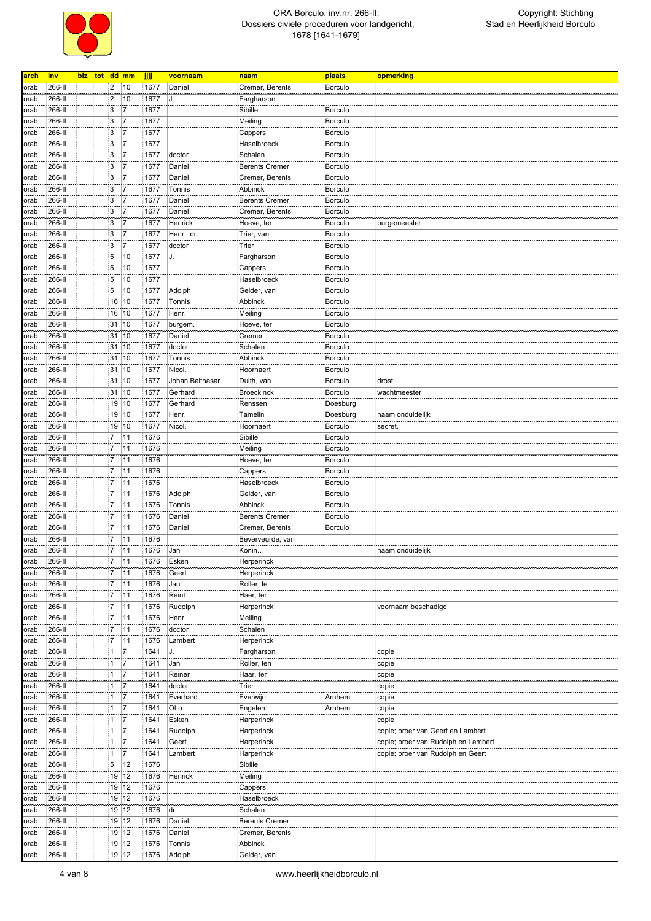| arch | inv | blz | tot | dd | mm | jjjj | voornaam | naam | plaats | opmerking |
|---|---|---|---|---|---|---|---|---|---|---|
| orab | 266-II | | | 2 | 10 | 1677 | Daniel | Cremer, Berents | Borculo | |
| orab | 266-II | | | 2 | 10 | 1677 | J. | Fargharson | | |
| orab | 266-II | | | 3 | 7 | 1677 | | Sibille | Borculo | |
| orab | 266-II | | | 3 | 7 | 1677 | | Meiling | Borculo | |
| orab | 266-II | | | 3 | 7 | 1677 | | Cappers | Borculo | |
| orab | 266-II | | | 3 | 7 | 1677 | | Haselbroeck | Borculo | |
| orab | 266-II | | | 3 | 7 | 1677 | doctor | Schalen | Borculo | |
| orab | 266-II | | | 3 | 7 | 1677 | Daniel | Berents Cremer | Borculo | |
| orab | 266-II | | | 3 | 7 | 1677 | Daniel | Cremer, Berents | Borculo | |
| orab | 266-II | | | 3 | 7 | 1677 | Tonnis | Abbinck | Borculo | |
| orab | 266-II | | | 3 | 7 | 1677 | Daniel | Berents Cremer | Borculo | |
| orab | 266-II | | | 3 | 7 | 1677 | Daniel | Cremer, Berents | Borculo | |
| orab | 266-II | | | 3 | 7 | 1677 | Henrick | Hoeve, ter | Borculo | burgemeester |
| orab | 266-II | | | 3 | 7 | 1677 | Henr., dr. | Trier, van | Borculo | |
| orab | 266-II | | | 3 | 7 | 1677 | doctor | Trier | Borculo | |
| orab | 266-II | | | 5 | 10 | 1677 | J. | Fargharson | Borculo | |
| orab | 266-II | | | 5 | 10 | 1677 | | Cappers | Borculo | |
| orab | 266-II | | | 5 | 10 | 1677 | | Haselbroeck | Borculo | |
| orab | 266-II | | | 5 | 10 | 1677 | Adolph | Gelder, van | Borculo | |
| orab | 266-II | | | 16 | 10 | 1677 | Tonnis | Abbinck | Borculo | |
| orab | 266-II | | | 16 | 10 | 1677 | Henr. | Meiling | Borculo | |
| orab | 266-II | | | 31 | 10 | 1677 | burgem. | Hoeve, ter | Borculo | |
| orab | 266-II | | | 31 | 10 | 1677 | Daniel | Cremer | Borculo | |
| orab | 266-II | | | 31 | 10 | 1677 | doctor | Schalen | Borculo | |
| orab | 266-II | | | 31 | 10 | 1677 | Tonnis | Abbinck | Borculo | |
| orab | 266-II | | | 31 | 10 | 1677 | Nicol. | Hoornaert | Borculo | |
| orab | 266-II | | | 31 | 10 | 1677 | Johan Balthasar | Duith, van | Borculo | drost |
| orab | 266-II | | | 31 | 10 | 1677 | Gerhard | Broeckinck | Borculo | wachtmeester |
| orab | 266-II | | | 19 | 10 | 1677 | Gerhard | Renssen | Doesburg | |
| orab | 266-II | | | 19 | 10 | 1677 | Henr. | Tamelin | Doesburg | naam onduidelijk |
| orab | 266-II | | | 19 | 10 | 1677 | Nicol. | Hoornaert | Borculo | secret. |
| orab | 266-II | | | 7 | 11 | 1676 | | Sibille | Borculo | |
| orab | 266-II | | | 7 | 11 | 1676 | | Meiling | Borculo | |
| orab | 266-II | | | 7 | 11 | 1676 | | Hoeve, ter | Borculo | |
| orab | 266-II | | | 7 | 11 | 1676 | | Cappers | Borculo | |
| orab | 266-II | | | 7 | 11 | 1676 | | Haselbroeck | Borculo | |
| orab | 266-II | | | 7 | 11 | 1676 | Adolph | Gelder, van | Borculo | |
| orab | 266-II | | | 7 | 11 | 1676 | Tonnis | Abbinck | Borculo | |
| orab | 266-II | | | 7 | 11 | 1676 | Daniel | Berents Cremer | Borculo | |
| orab | 266-II | | | 7 | 11 | 1676 | Daniel | Cremer, Berents | Borculo | |
| orab | 266-II | | | 7 | 11 | 1676 | | Beverveurde, van | | |
| orab | 266-II | | | 7 | 11 | 1676 | Jan | Konin… | | naam onduidelijk |
| orab | 266-II | | | 7 | 11 | 1676 | Esken | Herperinck | | |
| orab | 266-II | | | 7 | 11 | 1676 | Geert | Herperinck | | |
| orab | 266-II | | | 7 | 11 | 1676 | Jan | Roller, te | | |
| orab | 266-II | | | 7 | 11 | 1676 | Reint | Haer, ter | | |
| orab | 266-II | | | 7 | 11 | 1676 | Rudolph | Herperinck | | voornaam beschadigd |
| orab | 266-II | | | 7 | 11 | 1676 | Henr. | Meiling | | |
| orab | 266-II | | | 7 | 11 | 1676 | doctor | Schalen | | |
| orab | 266-II | | | 7 | 11 | 1676 | Lambert | Herperinck | | |
| orab | 266-II | | | 1 | 7 | 1641 | J. | Fargharson | | copie |
| orab | 266-II | | | 1 | 7 | 1641 | Jan | Roller, ten | | copie |
| orab | 266-II | | | 1 | 7 | 1641 | Reiner | Haar, ter | | copie |
| orab | 266-II | | | 1 | 7 | 1641 | doctor | Trier | | copie |
| orab | 266-II | | | 1 | 7 | 1641 | Everhard | Everwijn | Arnhem | copie |
| orab | 266-II | | | 1 | 7 | 1641 | Otto | Engelen | Arnhem | copie |
| orab | 266-II | | | 1 | 7 | 1641 | Esken | Harperinck | | copie |
| orab | 266-II | | | 1 | 7 | 1641 | Rudolph | Harperinck | | copie; broer van Geert en Lambert |
| orab | 266-II | | | 1 | 7 | 1641 | Geert | Harperinck | | copie; broer van Rudolph en Lambert |
| orab | 266-II | | | 1 | 7 | 1641 | Lambert | Harperinck | | copie; broer van Rudolph en Geert |
| orab | 266-II | | | 5 | 12 | 1676 | | Sibille | | |
| orab | 266-II | | | 19 | 12 | 1676 | Henrick | Meiling | | |
| orab | 266-II | | | 19 | 12 | 1676 | | Cappers | | |
| orab | 266-II | | | 19 | 12 | 1676 | | Haselbroeck | | |
| orab | 266-II | | | 19 | 12 | 1676 | dr. | Schalen | | |
| orab | 266-II | | | 19 | 12 | 1676 | Daniel | Berents Cremer | | |
| orab | 266-II | | | 19 | 12 | 1676 | Daniel | Cremer, Berents | | |
| orab | 266-II | | | 19 | 12 | 1676 | Tonnis | Abbinck | | |
| orab | 266-II | | | 19 | 12 | 1676 | Adolph | Gelder, van | | |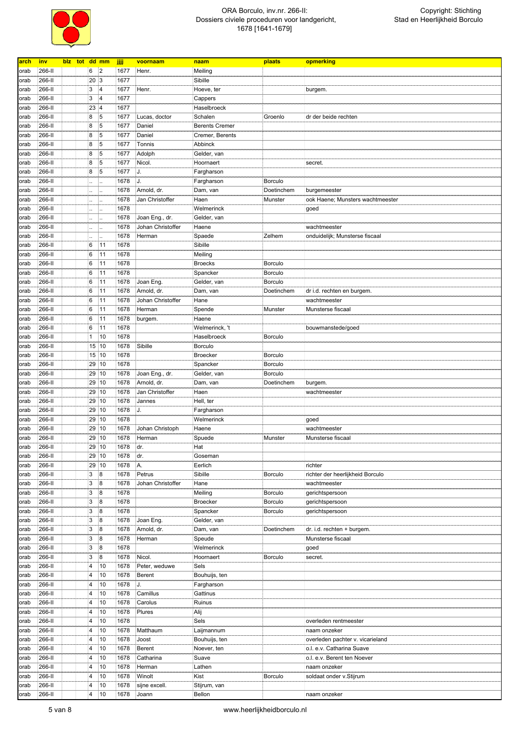# ORA Borculo, inv.nr. 266-II: Dossiers civiele proceduren voor landgericht, 1678 [1641-1679]

Copyright: Stichting Stad en Heerlijkheid Borculo

| arch | inv | blz | tot | dd | mm | jjjj | voornaam | naam | plaats | opmerking |
|---|---|---|---|---|---|---|---|---|---|---|
| orab | 266-II | | | 6 | 2 | 1677 | Henr. | Meiling | | |
| orab | 266-II | | | 20 | 3 | 1677 | | Sibille | | |
| orab | 266-II | | | 3 | 4 | 1677 | Henr. | Hoeve, ter | | burgem. |
| orab | 266-II | | | 3 | 4 | 1677 | | Cappers | | |
| orab | 266-II | | | 23 | 4 | 1677 | | Haselbroeck | | |
| orab | 266-II | | | 8 | 5 | 1677 | Lucas, doctor | Schalen | Groenlo | dr der beide rechten |
| orab | 266-II | | | 8 | 5 | 1677 | Daniel | Berents Cremer | | |
| orab | 266-II | | | 8 | 5 | 1677 | Daniel | Cremer, Berents | | |
| orab | 266-II | | | 8 | 5 | 1677 | Tonnis | Abbinck | | |
| orab | 266-II | | | 8 | 5 | 1677 | Adolph | Gelder, van | | |
| orab | 266-II | | | 8 | 5 | 1677 | Nicol. | Hoornaert | | secret. |
| orab | 266-II | | | 8 | 5 | 1677 | J. | Fargharson | | |
| orab | 266-II | | | .. | .. | 1678 | J. | Fargharson | Borculo | |
| orab | 266-II | | | .. | .. | 1678 | Arnold, dr. | Dam, van | Doetinchem | burgemeester |
| orab | 266-II | | | .. | .. | 1678 | Jan Christoffer | Haen | Munster | ook Haene; Munsters wachtmeester |
| orab | 266-II | | | .. | .. | 1678 | | Welmerinck | | goed |
| orab | 266-II | | | .. | .. | 1678 | Joan Eng., dr. | Gelder, van | | |
| orab | 266-II | | | .. | .. | 1678 | Johan Christoffer | Haene | | wachtmeester |
| orab | 266-II | | | .. | .. | 1678 | Herman | Spaede | Zelhem | onduidelijk; Munsterse fiscaal |
| orab | 266-II | | | 6 | 11 | 1678 | | Sibille | | |
| orab | 266-II | | | 6 | 11 | 1678 | | Meiling | | |
| orab | 266-II | | | 6 | 11 | 1678 | | Broecks | Borculo | |
| orab | 266-II | | | 6 | 11 | 1678 | | Spancker | Borculo | |
| orab | 266-II | | | 6 | 11 | 1678 | Joan Eng. | Gelder, van | Borculo | |
| orab | 266-II | | | 6 | 11 | 1678 | Arnold, dr. | Dam, van | Doetinchem | dr i.d. rechten en burgem. |
| orab | 266-II | | | 6 | 11 | 1678 | Johan Christoffer | Hane | | wachtmeester |
| orab | 266-II | | | 6 | 11 | 1678 | Herman | Spende | Munster | Munsterse fiscaal |
| orab | 266-II | | | 6 | 11 | 1678 | burgem. | Haene | | |
| orab | 266-II | | | 6 | 11 | 1678 | | Welmerinck, 't | | bouwmanstede/goed |
| orab | 266-II | | | 1 | 10 | 1678 | | Haselbroeck | Borculo | |
| orab | 266-II | | | 15 | 10 | 1678 | Sibille | Borculo | | |
| orab | 266-II | | | 15 | 10 | 1678 | | Broecker | Borculo | |
| orab | 266-II | | | 29 | 10 | 1678 | | Spancker | Borculo | |
| orab | 266-II | | | 29 | 10 | 1678 | Joan Eng., dr. | Gelder, van | Borculo | |
| orab | 266-II | | | 29 | 10 | 1678 | Arnold, dr. | Dam, van | Doetinchem | burgem. |
| orab | 266-II | | | 29 | 10 | 1678 | Jan Christoffer | Haen | | wachtmeester |
| orab | 266-II | | | 29 | 10 | 1678 | Jannes | Hell, ter | | |
| orab | 266-II | | | 29 | 10 | 1678 | J. | Fargharson | | |
| orab | 266-II | | | 29 | 10 | 1678 | | Welmerinck | | goed |
| orab | 266-II | | | 29 | 10 | 1678 | Johan Christoph | Haene | | wachtmeester |
| orab | 266-II | | | 29 | 10 | 1678 | Herman | Spuede | Munster | Munsterse fiscaal |
| orab | 266-II | | | 29 | 10 | 1678 | dr. | Hat | | |
| orab | 266-II | | | 29 | 10 | 1678 | dr. | Goseman | | |
| orab | 266-II | | | 29 | 10 | 1678 | A. | Eerlich | | richter |
| orab | 266-II | | | 3 | 8 | 1678 | Petrus | Sibille | Borculo | richter der heerlijkheid Borculo |
| orab | 266-II | | | 3 | 8 | 1678 | Johan Christoffer | Hane | | wachtmeester |
| orab | 266-II | | | 3 | 8 | 1678 | | Meiling | Borculo | gerichtspersoon |
| orab | 266-II | | | 3 | 8 | 1678 | | Broecker | Borculo | gerichtspersoon |
| orab | 266-II | | | 3 | 8 | 1678 | | Spancker | Borculo | gerichtspersoon |
| orab | 266-II | | | 3 | 8 | 1678 | Joan Eng. | Gelder, van | | |
| orab | 266-II | | | 3 | 8 | 1678 | Arnold, dr. | Dam, van | Doetinchem | dr. i.d. rechten + burgem. |
| orab | 266-II | | | 3 | 8 | 1678 | Herman | Speude | | Munsterse fiscaal |
| orab | 266-II | | | 3 | 8 | 1678 | | Welmerinck | | goed |
| orab | 266-II | | | 3 | 8 | 1678 | Nicol. | Hoornaert | Borculo | secret. |
| orab | 266-II | | | 4 | 10 | 1678 | Peter, weduwe | Sels | | |
| orab | 266-II | | | 4 | 10 | 1678 | Berent | Bouhuijs, ten | | |
| orab | 266-II | | | 4 | 10 | 1678 | J. | Fargharson | | |
| orab | 266-II | | | 4 | 10 | 1678 | Camillus | Gattinus | | |
| orab | 266-II | | | 4 | 10 | 1678 | Carolus | Ruinus | | |
| orab | 266-II | | | 4 | 10 | 1678 | Plures | Alij | | |
| orab | 266-II | | | 4 | 10 | 1678 | | Sels | | overleden rentmeester |
| orab | 266-II | | | 4 | 10 | 1678 | Matthaum | Laijmannum | | naam onzeker |
| orab | 266-II | | | 4 | 10 | 1678 | Joost | Bouhuijs, ten | | overleden pachter v. vicarieland |
| orab | 266-II | | | 4 | 10 | 1678 | Berent | Noever, ten | | o.l. e.v. Catharina Suave |
| orab | 266-II | | | 4 | 10 | 1678 | Catharina | Suave | | o.l. e.v. Berent ten Noever |
| orab | 266-II | | | 4 | 10 | 1678 | Herman | Lathen | | naam onzeker |
| orab | 266-II | | | 4 | 10 | 1678 | Winolt | Kist | Borculo | soldaat onder v.Stijrum |
| orab | 266-II | | | 4 | 10 | 1678 | sijne excell. | Stijrum, van | | |
| orab | 266-II | | | 4 | 10 | 1678 | Joann | Bellon | | naam onzeker |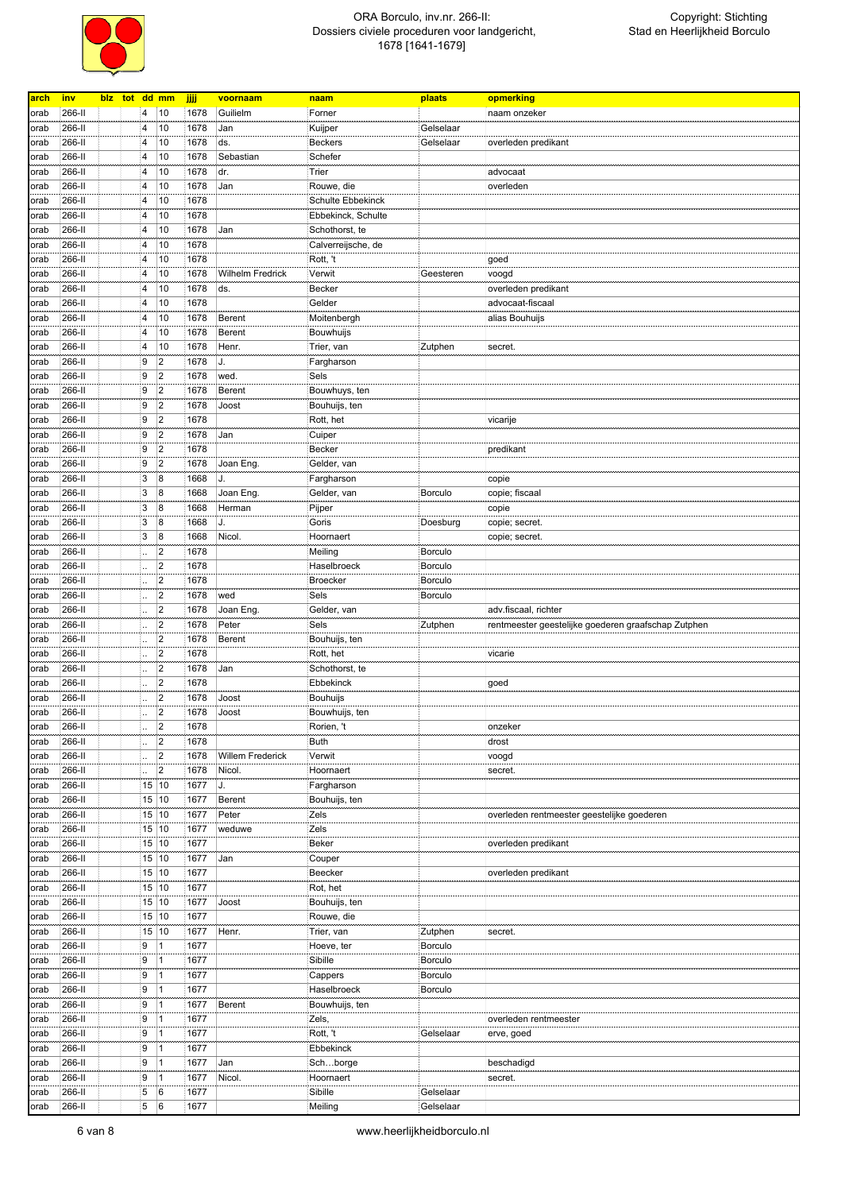| arch | inv | blz | tot | dd | mm | jjjj | voornaam | naam | plaats | opmerking |
|---|---|---|---|---|---|---|---|---|---|---|
| orab | 266-II | | | 4 | 10 | 1678 | Guilielm | Forner | | naam onzeker |
| orab | 266-II | | | 4 | 10 | 1678 | Jan | Kuijper | Gelselaar | |
| orab | 266-II | | | 4 | 10 | 1678 | ds. | Beckers | Gelselaar | overleden predikant |
| orab | 266-II | | | 4 | 10 | 1678 | Sebastian | Schefer | | |
| orab | 266-II | | | 4 | 10 | 1678 | dr. | Trier | | advocaat |
| orab | 266-II | | | 4 | 10 | 1678 | Jan | Rouwe, die | | overleden |
| orab | 266-II | | | 4 | 10 | 1678 | | Schulte Ebbekinck | | |
| orab | 266-II | | | 4 | 10 | 1678 | | Ebbekinck, Schulte | | |
| orab | 266-II | | | 4 | 10 | 1678 | Jan | Schothorst, te | | |
| orab | 266-II | | | 4 | 10 | 1678 | | Calverreijsche, de | | |
| orab | 266-II | | | 4 | 10 | 1678 | | Rott, 't | | goed |
| orab | 266-II | | | 4 | 10 | 1678 | Wilhelm Fredrick | Verwit | Geesteren | voogd |
| orab | 266-II | | | 4 | 10 | 1678 | ds. | Becker | | overleden predikant |
| orab | 266-II | | | 4 | 10 | 1678 | | Gelder | | advocaat-fiscaal |
| orab | 266-II | | | 4 | 10 | 1678 | Berent | Moitenbergh | | alias Bouhuijs |
| orab | 266-II | | | 4 | 10 | 1678 | Berent | Bouwhuijs | | |
| orab | 266-II | | | 4 | 10 | 1678 | Henr. | Trier, van | Zutphen | secret. |
| orab | 266-II | | | 9 | 2 | 1678 | J. | Fargharson | | |
| orab | 266-II | | | 9 | 2 | 1678 | wed. | Sels | | |
| orab | 266-II | | | 9 | 2 | 1678 | Berent | Bouwhuys, ten | | |
| orab | 266-II | | | 9 | 2 | 1678 | Joost | Bouhuijs, ten | | |
| orab | 266-II | | | 9 | 2 | 1678 | | Rott, het | | vicarije |
| orab | 266-II | | | 9 | 2 | 1678 | Jan | Cuiper | | |
| orab | 266-II | | | 9 | 2 | 1678 | | Becker | | predikant |
| orab | 266-II | | | 9 | 2 | 1678 | Joan Eng. | Gelder, van | | |
| orab | 266-II | | | 3 | 8 | 1668 | J. | Fargharson | | copie |
| orab | 266-II | | | 3 | 8 | 1668 | Joan Eng. | Gelder, van | Borculo | copie; fiscaal |
| orab | 266-II | | | 3 | 8 | 1668 | Herman | Pijper | | copie |
| orab | 266-II | | | 3 | 8 | 1668 | J. | Goris | Doesburg | copie; secret. |
| orab | 266-II | | | 3 | 8 | 1668 | Nicol. | Hoornaert | | copie; secret. |
| orab | 266-II | | | .. | 2 | 1678 | | Meiling | Borculo | |
| orab | 266-II | | | .. | 2 | 1678 | | Haselbroeck | Borculo | |
| orab | 266-II | | | .. | 2 | 1678 | | Broecker | Borculo | |
| orab | 266-II | | | .. | 2 | 1678 | wed | Sels | Borculo | |
| orab | 266-II | | | .. | 2 | 1678 | Joan Eng. | Gelder, van | | adv.fiscaal, richter |
| orab | 266-II | | | .. | 2 | 1678 | Peter | Sels | Zutphen | rentmeester geestelijke goederen graafschap Zutphen |
| orab | 266-II | | | .. | 2 | 1678 | Berent | Bouhuijs, ten | | |
| orab | 266-II | | | .. | 2 | 1678 | | Rott, het | | vicarie |
| orab | 266-II | | | .. | 2 | 1678 | Jan | Schothorst, te | | |
| orab | 266-II | | | .. | 2 | 1678 | | Ebbekinck | | goed |
| orab | 266-II | | | .. | 2 | 1678 | Joost | Bouhuijs | | |
| orab | 266-II | | | .. | 2 | 1678 | Joost | Bouwhuijs, ten | | |
| orab | 266-II | | | .. | 2 | 1678 | | Rorien, 't | | onzeker |
| orab | 266-II | | | .. | 2 | 1678 | | Buth | | drost |
| orab | 266-II | | | .. | 2 | 1678 | Willem Frederick | Verwit | | voogd |
| orab | 266-II | | | .. | 2 | 1678 | Nicol. | Hoornaert | | secret. |
| orab | 266-II | | | 15 | 10 | 1677 | J. | Fargharson | | |
| orab | 266-II | | | 15 | 10 | 1677 | Berent | Bouhuijs, ten | | |
| orab | 266-II | | | 15 | 10 | 1677 | Peter | Zels | | overleden rentmeester geestelijke goederen |
| orab | 266-II | | | 15 | 10 | 1677 | weduwe | Zels | | |
| orab | 266-II | | | 15 | 10 | 1677 | | Beker | | overleden predikant |
| orab | 266-II | | | 15 | 10 | 1677 | Jan | Couper | | |
| orab | 266-II | | | 15 | 10 | 1677 | | Beecker | | overleden predikant |
| orab | 266-II | | | 15 | 10 | 1677 | | Rot, het | | |
| orab | 266-II | | | 15 | 10 | 1677 | Joost | Bouhuijs, ten | | |
| orab | 266-II | | | 15 | 10 | 1677 | | Rouwe, die | | |
| orab | 266-II | | | 15 | 10 | 1677 | Henr. | Trier, van | Zutphen | secret. |
| orab | 266-II | | | 9 | 1 | 1677 | | Hoeve, ter | Borculo | |
| orab | 266-II | | | 9 | 1 | 1677 | | Sibille | Borculo | |
| orab | 266-II | | | 9 | 1 | 1677 | | Cappers | Borculo | |
| orab | 266-II | | | 9 | 1 | 1677 | | Haselbroeck | Borculo | |
| orab | 266-II | | | 9 | 1 | 1677 | Berent | Bouwhuijs, ten | | |
| orab | 266-II | | | 9 | 1 | 1677 | | Zels, | | overleden rentmeester |
| orab | 266-II | | | 9 | 1 | 1677 | | Rott, 't | Gelselaar | erve, goed |
| orab | 266-II | | | 9 | 1 | 1677 | | Ebbekinck | | |
| orab | 266-II | | | 9 | 1 | 1677 | Jan | Sch…borge | | beschadigd |
| orab | 266-II | | | 9 | 1 | 1677 | Nicol. | Hoornaert | | secret. |
| orab | 266-II | | | 5 | 6 | 1677 | | Sibille | Gelselaar | |
| orab | 266-II | | | 5 | 6 | 1677 | | Meiling | Gelselaar | |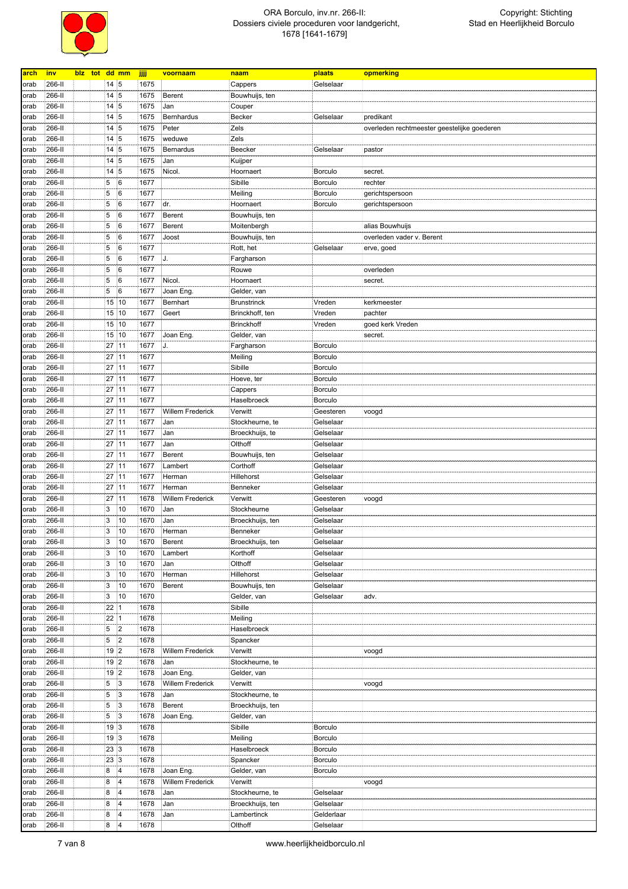| arch | inv | blz | tot | dd | mm | jjjj | voornaam | naam | plaats | opmerking |
|---|---|---|---|---|---|---|---|---|---|---|
| orab | 266-II | | | 14 | 5 | 1675 | | Cappers | Gelselaar | |
| orab | 266-II | | | 14 | 5 | 1675 | Berent | Bouwhuijs, ten | | |
| orab | 266-II | | | 14 | 5 | 1675 | Jan | Couper | | |
| orab | 266-II | | | 14 | 5 | 1675 | Bernhardus | Becker | Gelselaar | predikant |
| orab | 266-II | | | 14 | 5 | 1675 | Peter | Zels | | overleden rechtmeester geestelijke goederen |
| orab | 266-II | | | 14 | 5 | 1675 | weduwe | Zels | | |
| orab | 266-II | | | 14 | 5 | 1675 | Bernardus | Beecker | Gelselaar | pastor |
| orab | 266-II | | | 14 | 5 | 1675 | Jan | Kuijper | | |
| orab | 266-II | | | 14 | 5 | 1675 | Nicol. | Hoornaert | Borculo | secret. |
| orab | 266-II | | | 5 | 6 | 1677 | | Sibille | Borculo | rechter |
| orab | 266-II | | | 5 | 6 | 1677 | | Meiling | Borculo | gerichtspersoon |
| orab | 266-II | | | 5 | 6 | 1677 | dr. | Hoornaert | Borculo | gerichtspersoon |
| orab | 266-II | | | 5 | 6 | 1677 | Berent | Bouwhuijs, ten | | |
| orab | 266-II | | | 5 | 6 | 1677 | Berent | Moitenbergh | | alias Bouwhuijs |
| orab | 266-II | | | 5 | 6 | 1677 | Joost | Bouwhuijs, ten | | overleden vader v. Berent |
| orab | 266-II | | | 5 | 6 | 1677 | | Rott, het | Gelselaar | erve, goed |
| orab | 266-II | | | 5 | 6 | 1677 | J. | Fargharson | | |
| orab | 266-II | | | 5 | 6 | 1677 | | Rouwe | | overleden |
| orab | 266-II | | | 5 | 6 | 1677 | Nicol. | Hoornaert | | secret. |
| orab | 266-II | | | 5 | 6 | 1677 | Joan Eng. | Gelder, van | | |
| orab | 266-II | | | 15 | 10 | 1677 | Bernhart | Brunstrinck | Vreden | kerkmeester |
| orab | 266-II | | | 15 | 10 | 1677 | Geert | Brinckhoff, ten | Vreden | pachter |
| orab | 266-II | | | 15 | 10 | 1677 | | Brinckhoff | Vreden | goed kerk Vreden |
| orab | 266-II | | | 15 | 10 | 1677 | Joan Eng. | Gelder, van | | secret. |
| orab | 266-II | | | 27 | 11 | 1677 | J. | Fargharson | Borculo | |
| orab | 266-II | | | 27 | 11 | 1677 | | Meiling | Borculo | |
| orab | 266-II | | | 27 | 11 | 1677 | | Sibille | Borculo | |
| orab | 266-II | | | 27 | 11 | 1677 | | Hoeve, ter | Borculo | |
| orab | 266-II | | | 27 | 11 | 1677 | | Cappers | Borculo | |
| orab | 266-II | | | 27 | 11 | 1677 | | Haselbroeck | Borculo | |
| orab | 266-II | | | 27 | 11 | 1677 | Willem Frederick | Verwitt | Geesteren | voogd |
| orab | 266-II | | | 27 | 11 | 1677 | Jan | Stockheurne, te | Gelselaar | |
| orab | 266-II | | | 27 | 11 | 1677 | Jan | Broeckhuijs, te | Gelselaar | |
| orab | 266-II | | | 27 | 11 | 1677 | Jan | Olthoff | Gelselaar | |
| orab | 266-II | | | 27 | 11 | 1677 | Berent | Bouwhuijs, ten | Gelselaar | |
| orab | 266-II | | | 27 | 11 | 1677 | Lambert | Corthoff | Gelselaar | |
| orab | 266-II | | | 27 | 11 | 1677 | Herman | Hillehorst | Gelselaar | |
| orab | 266-II | | | 27 | 11 | 1677 | Herman | Benneker | Gelselaar | |
| orab | 266-II | | | 27 | 11 | 1678 | Willem Frederick | Verwitt | Geesteren | voogd |
| orab | 266-II | | | 3 | 10 | 1670 | Jan | Stockheurne | Gelselaar | |
| orab | 266-II | | | 3 | 10 | 1670 | Jan | Broeckhuijs, ten | Gelselaar | |
| orab | 266-II | | | 3 | 10 | 1670 | Herman | Benneker | Gelselaar | |
| orab | 266-II | | | 3 | 10 | 1670 | Berent | Broeckhuijs, ten | Gelselaar | |
| orab | 266-II | | | 3 | 10 | 1670 | Lambert | Korthoff | Gelselaar | |
| orab | 266-II | | | 3 | 10 | 1670 | Jan | Olthoff | Gelselaar | |
| orab | 266-II | | | 3 | 10 | 1670 | Herman | Hillehorst | Gelselaar | |
| orab | 266-II | | | 3 | 10 | 1670 | Berent | Bouwhuijs, ten | Gelselaar | |
| orab | 266-II | | | 3 | 10 | 1670 | | Gelder, van | Gelselaar | adv. |
| orab | 266-II | | | 22 | 1 | 1678 | | Sibille | | |
| orab | 266-II | | | 22 | 1 | 1678 | | Meiling | | |
| orab | 266-II | | | 5 | 2 | 1678 | | Haselbroeck | | |
| orab | 266-II | | | 5 | 2 | 1678 | | Spancker | | |
| orab | 266-II | | | 19 | 2 | 1678 | Willem Frederick | Verwitt | | voogd |
| orab | 266-II | | | 19 | 2 | 1678 | Jan | Stockheurne, te | | |
| orab | 266-II | | | 19 | 2 | 1678 | Joan Eng. | Gelder, van | | |
| orab | 266-II | | | 5 | 3 | 1678 | Willem Frederick | Verwitt | | voogd |
| orab | 266-II | | | 5 | 3 | 1678 | Jan | Stockheurne, te | | |
| orab | 266-II | | | 5 | 3 | 1678 | Berent | Broeckhuijs, ten | | |
| orab | 266-II | | | 5 | 3 | 1678 | Joan Eng. | Gelder, van | | |
| orab | 266-II | | | 19 | 3 | 1678 | | Sibille | Borculo | |
| orab | 266-II | | | 19 | 3 | 1678 | | Meiling | Borculo | |
| orab | 266-II | | | 23 | 3 | 1678 | | Haselbroeck | Borculo | |
| orab | 266-II | | | 23 | 3 | 1678 | | Spancker | Borculo | |
| orab | 266-II | | | 8 | 4 | 1678 | Joan Eng. | Gelder, van | Borculo | |
| orab | 266-II | | | 8 | 4 | 1678 | Willem Frederick | Verwitt | | voogd |
| orab | 266-II | | | 8 | 4 | 1678 | Jan | Stockheurne, te | Gelselaar | |
| orab | 266-II | | | 8 | 4 | 1678 | Jan | Broeckhuijs, ten | Gelselaar | |
| orab | 266-II | | | 8 | 4 | 1678 | Jan | Lambertinck | Gelderlaar | |
| orab | 266-II | | | 8 | 4 | 1678 | | Olthoff | Gelselaar | |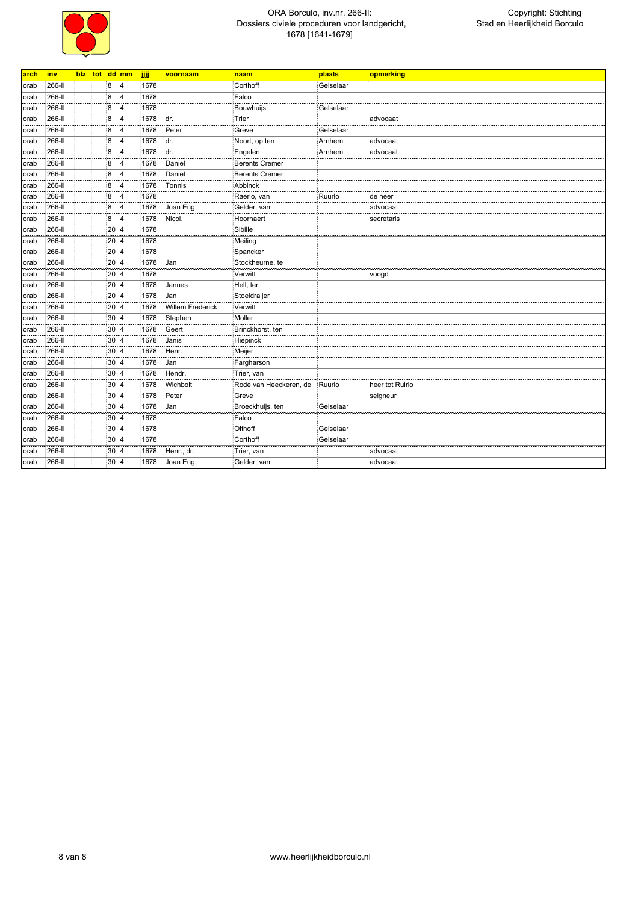| arch | inv | blz | tot | dd | mm | jjjj | voornaam | naam | plaats | opmerking |
|---|---|---|---|---|---|---|---|---|---|---|
| orab | 266-II | | | 8 | 4 | 1678 | | Corthoff | Gelselaar | |
| orab | 266-II | | | 8 | 4 | 1678 | | Falco | | |
| orab | 266-II | | | 8 | 4 | 1678 | | Bouwhuijs | Gelselaar | |
| orab | 266-II | | | 8 | 4 | 1678 | dr. | Trier | | advocaat |
| orab | 266-II | | | 8 | 4 | 1678 | Peter | Greve | Gelselaar | |
| orab | 266-II | | | 8 | 4 | 1678 | dr. | Noort, op ten | Arnhem | advocaat |
| orab | 266-II | | | 8 | 4 | 1678 | dr. | Engelen | Arnhem | advocaat |
| orab | 266-II | | | 8 | 4 | 1678 | Daniel | Berents Cremer | | |
| orab | 266-II | | | 8 | 4 | 1678 | Daniel | Berents Cremer | | |
| orab | 266-II | | | 8 | 4 | 1678 | Tonnis | Abbinck | | |
| orab | 266-II | | | 8 | 4 | 1678 | | Raerlo, van | Ruurlo | de heer |
| orab | 266-II | | | 8 | 4 | 1678 | Joan Eng | Gelder, van | | advocaat |
| orab | 266-II | | | 8 | 4 | 1678 | Nicol. | Hoornaert | | secretaris |
| orab | 266-II | | | 20 | 4 | 1678 | | Sibille | | |
| orab | 266-II | | | 20 | 4 | 1678 | | Meiling | | |
| orab | 266-II | | | 20 | 4 | 1678 | | Spancker | | |
| orab | 266-II | | | 20 | 4 | 1678 | Jan | Stockheurne, te | | |
| orab | 266-II | | | 20 | 4 | 1678 | | Verwitt | | voogd |
| orab | 266-II | | | 20 | 4 | 1678 | Jannes | Hell, ter | | |
| orab | 266-II | | | 20 | 4 | 1678 | Jan | Stoeldraijer | | |
| orab | 266-II | | | 20 | 4 | 1678 | Willem Frederick | Verwitt | | |
| orab | 266-II | | | 30 | 4 | 1678 | Stephen | Moller | | |
| orab | 266-II | | | 30 | 4 | 1678 | Geert | Brinckhorst, ten | | |
| orab | 266-II | | | 30 | 4 | 1678 | Janis | Hiepinck | | |
| orab | 266-II | | | 30 | 4 | 1678 | Henr. | Meijer | | |
| orab | 266-II | | | 30 | 4 | 1678 | Jan | Fargharson | | |
| orab | 266-II | | | 30 | 4 | 1678 | Hendr. | Trier, van | | |
| orab | 266-II | | | 30 | 4 | 1678 | Wichbolt | Rode van Heeckeren, de | Ruurlo | heer tot Ruirlo |
| orab | 266-II | | | 30 | 4 | 1678 | Peter | Greve | | seigneur |
| orab | 266-II | | | 30 | 4 | 1678 | Jan | Broeckhuijs, ten | Gelselaar | |
| orab | 266-II | | | 30 | 4 | 1678 | | Falco | | |
| orab | 266-II | | | 30 | 4 | 1678 | | Olthoff | Gelselaar | |
| orab | 266-II | | | 30 | 4 | 1678 | | Corthoff | Gelselaar | |
| orab | 266-II | | | 30 | 4 | 1678 | Henr., dr. | Trier, van | | advocaat |
| orab | 266-II | | | 30 | 4 | 1678 | Joan Eng. | Gelder, van | | advocaat |